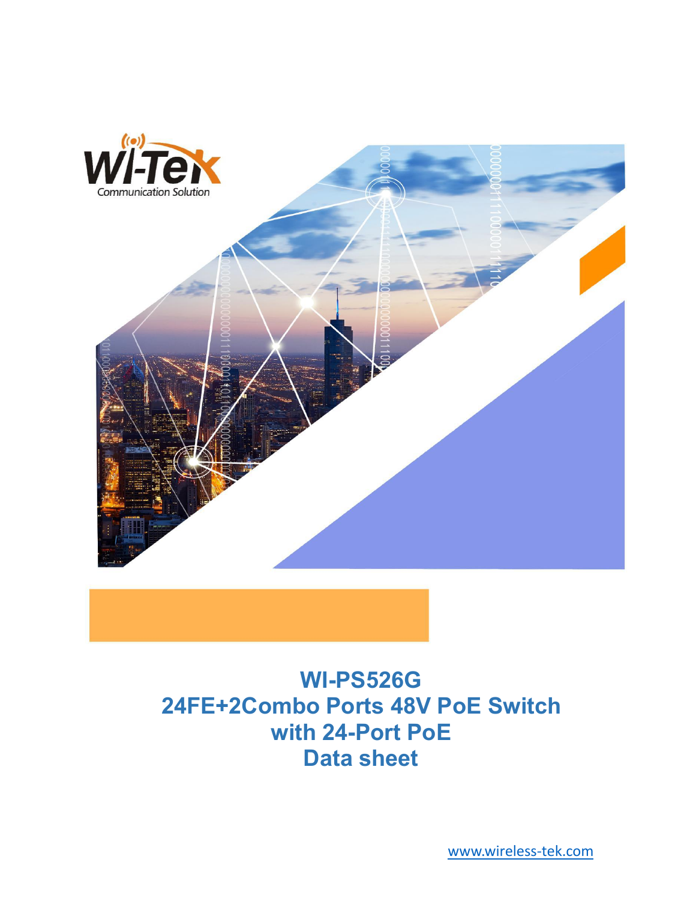Wi-Tek
Communication Solution

# WI-PS526G
# 24FE+2Combo Ports 48V PoE Switch with 24-Port PoE
# Data sheet

www.wireless-tek.com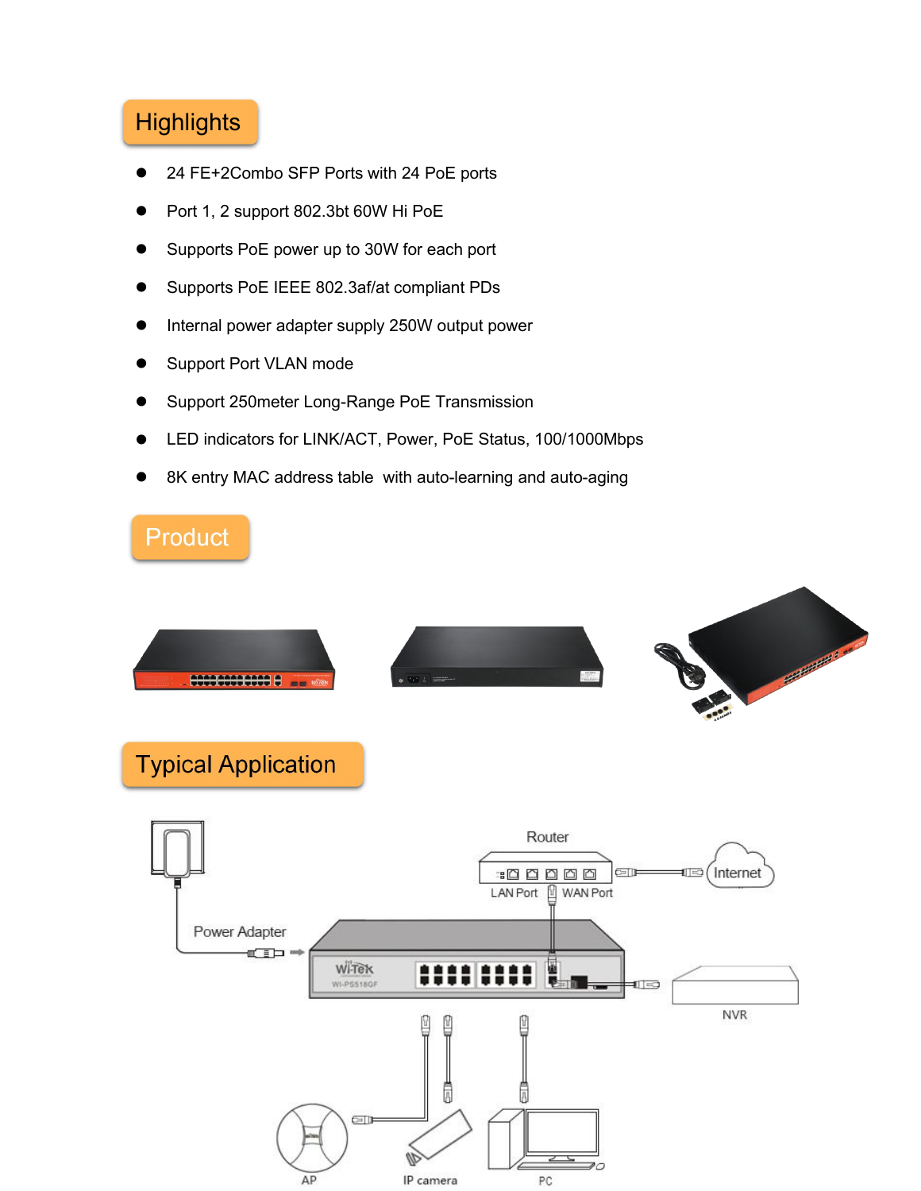## Highlights

- 24 FE+2Combo SFP Ports with 24 PoE ports
- Port 1, 2 support 802.3bt 60W Hi PoE
- Supports PoE power up to 30W for each port
- Supports PoE IEEE 802.3af/at compliant PDs
- Internal power adapter supply 250W output power
- Support Port VLAN mode
- Support 250meter Long-Range PoE Transmission
- LED indicators for LINK/ACT, Power, PoE Status, 100/1000Mbps
- 8K entry MAC address table  with auto-learning and auto-aging

## Product

## Typical Application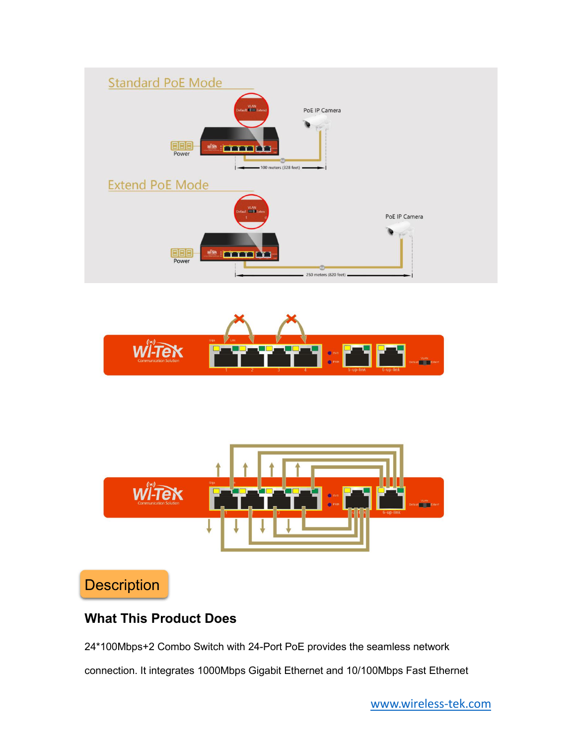Standard PoE Mode

Power

VLAN Default Extend

PoE IP Camera

100 meters (328 feet)

Extend PoE Mode

Power

VLAN Default Extend

PoE IP Camera

250 meters (820 feet)

## Description

### What This Product Does

24*100Mbps+2 Combo Switch with 24-Port PoE provides the seamless network connection. It integrates 1000Mbps Gigabit Ethernet and 10/100Mbps Fast Ethernet

www.wireless-tek.com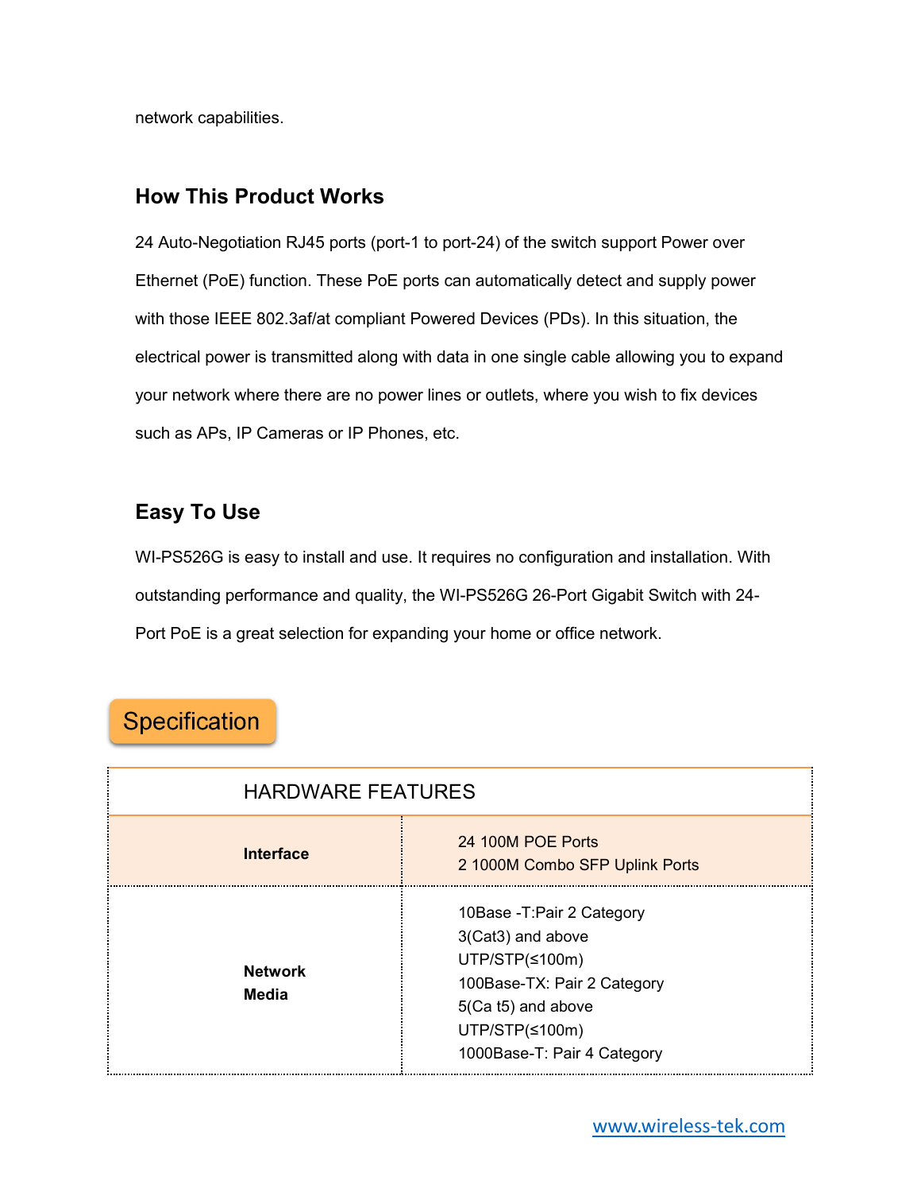network capabilities.

## How This Product Works

24 Auto-Negotiation RJ45 ports (port-1 to port-24) of the switch support Power over Ethernet (PoE) function. These PoE ports can automatically detect and supply power with those IEEE 802.3af/at compliant Powered Devices (PDs). In this situation, the electrical power is transmitted along with data in one single cable allowing you to expand your network where there are no power lines or outlets, where you wish to fix devices such as APs, IP Cameras or IP Phones, etc.

## Easy To Use

WI-PS526G is easy to install and use. It requires no configuration and installation. With outstanding performance and quality, the WI-PS526G 26-Port Gigabit Switch with 24-Port PoE is a great selection for expanding your home or office network.

## Specification

| HARDWARE FEATURES | |
|---|---|
| **Interface** | 24 100M POE Ports<br>2 1000M Combo SFP Uplink Ports |
| **Network Media** | 10Base -T:Pair 2 Category 3(Cat3) and above UTP/STP(≤100m)<br>100Base-TX: Pair 2 Category 5(Ca t5) and above UTP/STP(≤100m)<br>1000Base-T: Pair 4 Category |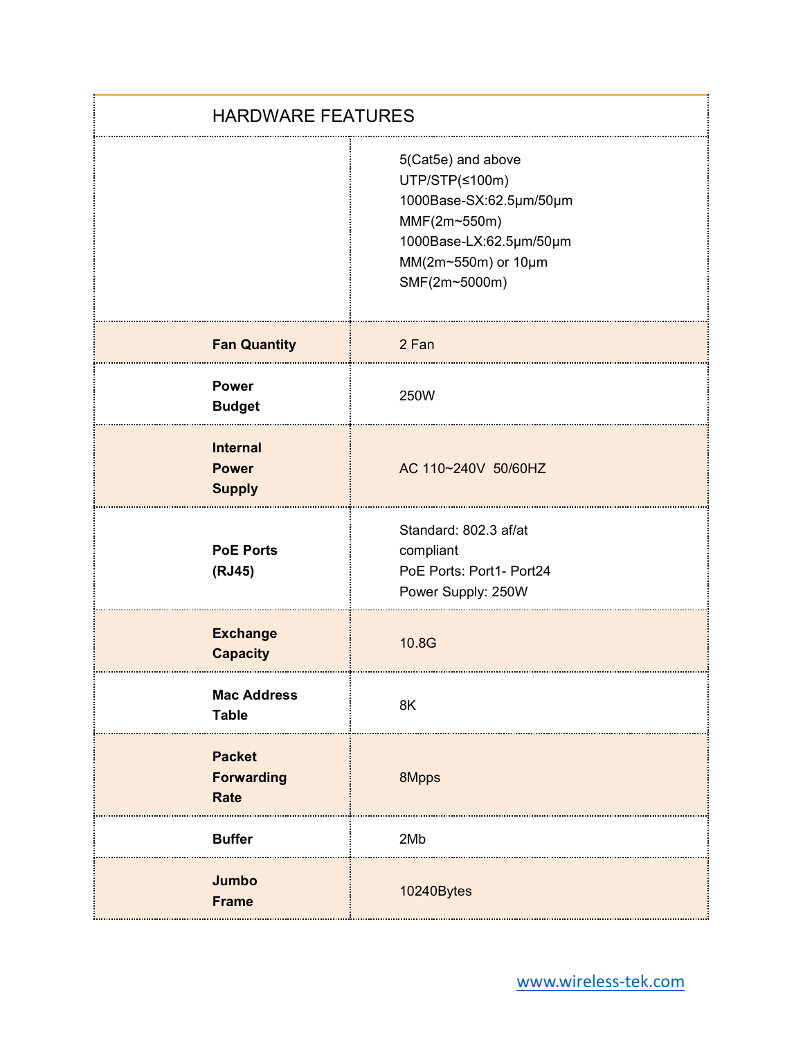| HARDWARE FEATURES | |
|---|---|
| | 5(Cat5e) and above UTP/STP(≤100m) 1000Base-SX:62.5μm/50μm MMF(2m~550m) 1000Base-LX:62.5μm/50μm MM(2m~550m) or 10μm SMF(2m~5000m) |
| **Fan Quantity** | 2 Fan |
| **Power Budget** | 250W |
| **Internal Power Supply** | AC 110~240V 50/60HZ |
| **PoE Ports (RJ45)** | Standard: 802.3 af/at compliant<br>PoE Ports: Port1- Port24<br>Power Supply: 250W |
| **Exchange Capacity** | 10.8G |
| **Mac Address Table** | 8K |
| **Packet Forwarding Rate** | 8Mpps |
| **Buffer** | 2Mb |
| **Jumbo Frame** | 10240Bytes |

www.wireless-tek.com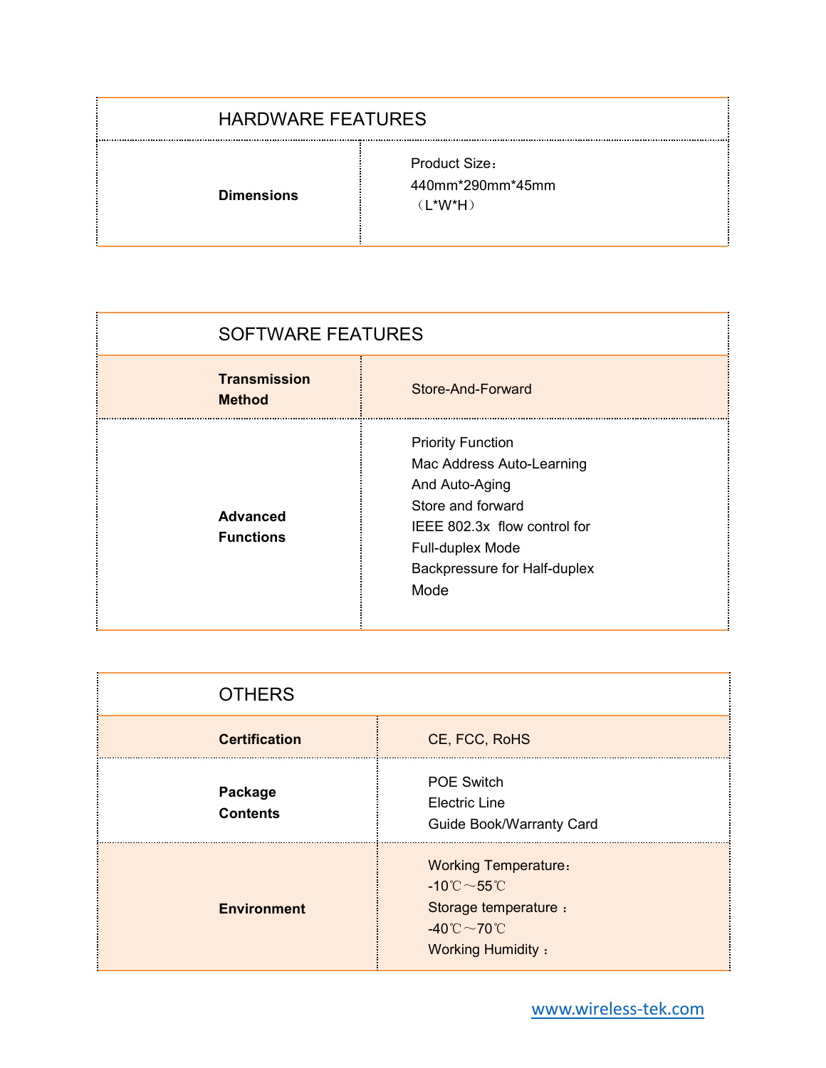| HARDWARE FEATURES | |
|---|---|
| **Dimensions** | Product Size：<br>440mm*290mm*45mm<br>（L*W*H） |

| SOFTWARE FEATURES | |
|---|---|
| **Transmission Method** | Store-And-Forward |
| **Advanced Functions** | Priority Function<br>Mac Address Auto-Learning And Auto-Aging<br>Store and forward<br>IEEE 802.3x flow control for Full-duplex Mode<br>Backpressure for Half-duplex Mode |

| OTHERS | |
|---|---|
| **Certification** | CE, FCC, RoHS |
| **Package Contents** | POE Switch<br>Electric Line<br>Guide Book/Warranty Card |
| **Environment** | Working Temperature：<br>-10℃～55℃<br>Storage temperature ：<br>-40℃～70℃<br>Working Humidity ： |

www.wireless-tek.com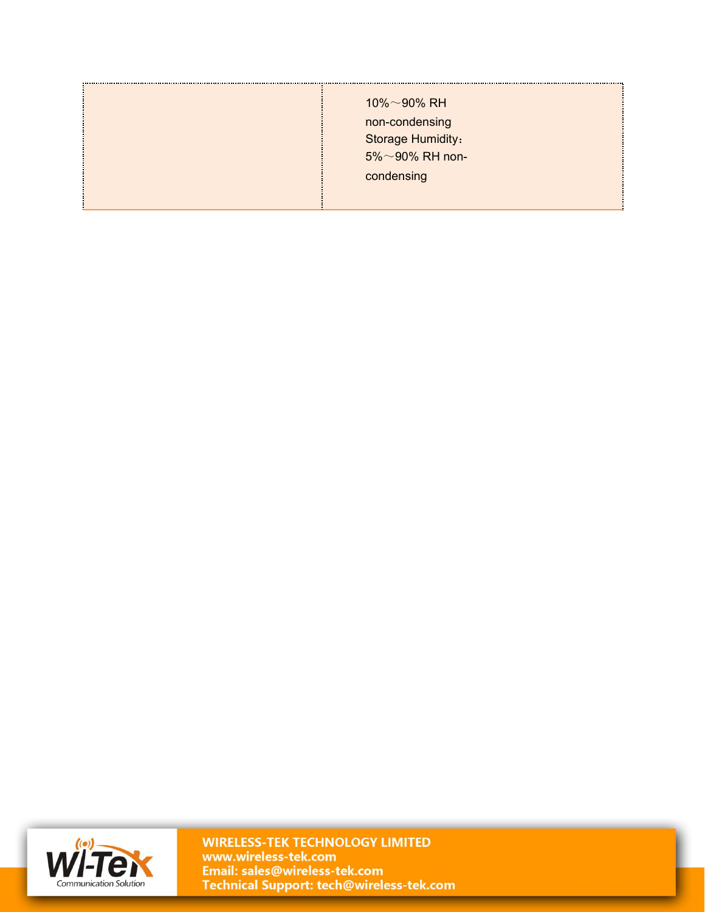| | |
|---|---|
| | 10%～90% RH non-condensing<br>Storage Humidity：5%～90% RH non-condensing |

**WIRELESS-TEK TECHNOLOGY LIMITED**
**www.wireless-tek.com**
**Email: sales@wireless-tek.com**
**Technical Support: tech@wireless-tek.com**